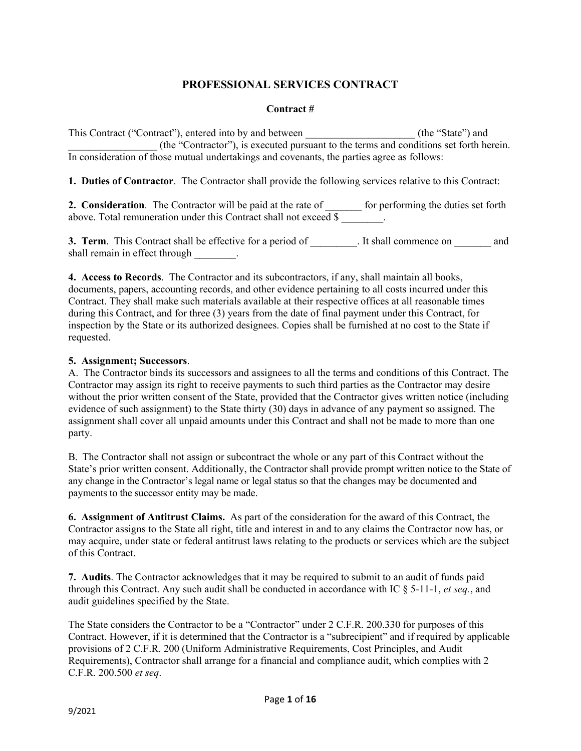# PROFESSIONAL SERVICES CONTRACT

**Contract #**

This Contract ("Contract"), entered into by and between _____________________ (the "State") and _________________ (the "Contractor"), is executed pursuant to the terms and conditions set forth herein. In consideration of those mutual undertakings and covenants, the parties agree as follows:

**1. Duties of Contractor**. The Contractor shall provide the following services relative to this Contract:

**2. Consideration**. The Contractor will be paid at the rate of _______ for performing the duties set forth above. Total remuneration under this Contract shall not exceed $ ________.

**3. Term**. This Contract shall be effective for a period of _________. It shall commence on _______ and shall remain in effect through ________.

**4. Access to Records**. The Contractor and its subcontractors, if any, shall maintain all books, documents, papers, accounting records, and other evidence pertaining to all costs incurred under this Contract. They shall make such materials available at their respective offices at all reasonable times during this Contract, and for three (3) years from the date of final payment under this Contract, for inspection by the State or its authorized designees. Copies shall be furnished at no cost to the State if requested.

**5. Assignment; Successors**.

A. The Contractor binds its successors and assignees to all the terms and conditions of this Contract. The Contractor may assign its right to receive payments to such third parties as the Contractor may desire without the prior written consent of the State, provided that the Contractor gives written notice (including evidence of such assignment) to the State thirty (30) days in advance of any payment so assigned. The assignment shall cover all unpaid amounts under this Contract and shall not be made to more than one party.

B. The Contractor shall not assign or subcontract the whole or any part of this Contract without the State's prior written consent. Additionally, the Contractor shall provide prompt written notice to the State of any change in the Contractor's legal name or legal status so that the changes may be documented and payments to the successor entity may be made.

**6. Assignment of Antitrust Claims.** As part of the consideration for the award of this Contract, the Contractor assigns to the State all right, title and interest in and to any claims the Contractor now has, or may acquire, under state or federal antitrust laws relating to the products or services which are the subject of this Contract.

**7. Audits**. The Contractor acknowledges that it may be required to submit to an audit of funds paid through this Contract. Any such audit shall be conducted in accordance with IC § 5-11-1, *et seq.*, and audit guidelines specified by the State.

The State considers the Contractor to be a "Contractor" under 2 C.F.R. 200.330 for purposes of this Contract. However, if it is determined that the Contractor is a "subrecipient" and if required by applicable provisions of 2 C.F.R. 200 (Uniform Administrative Requirements, Cost Principles, and Audit Requirements), Contractor shall arrange for a financial and compliance audit, which complies with 2 C.F.R. 200.500 *et seq*.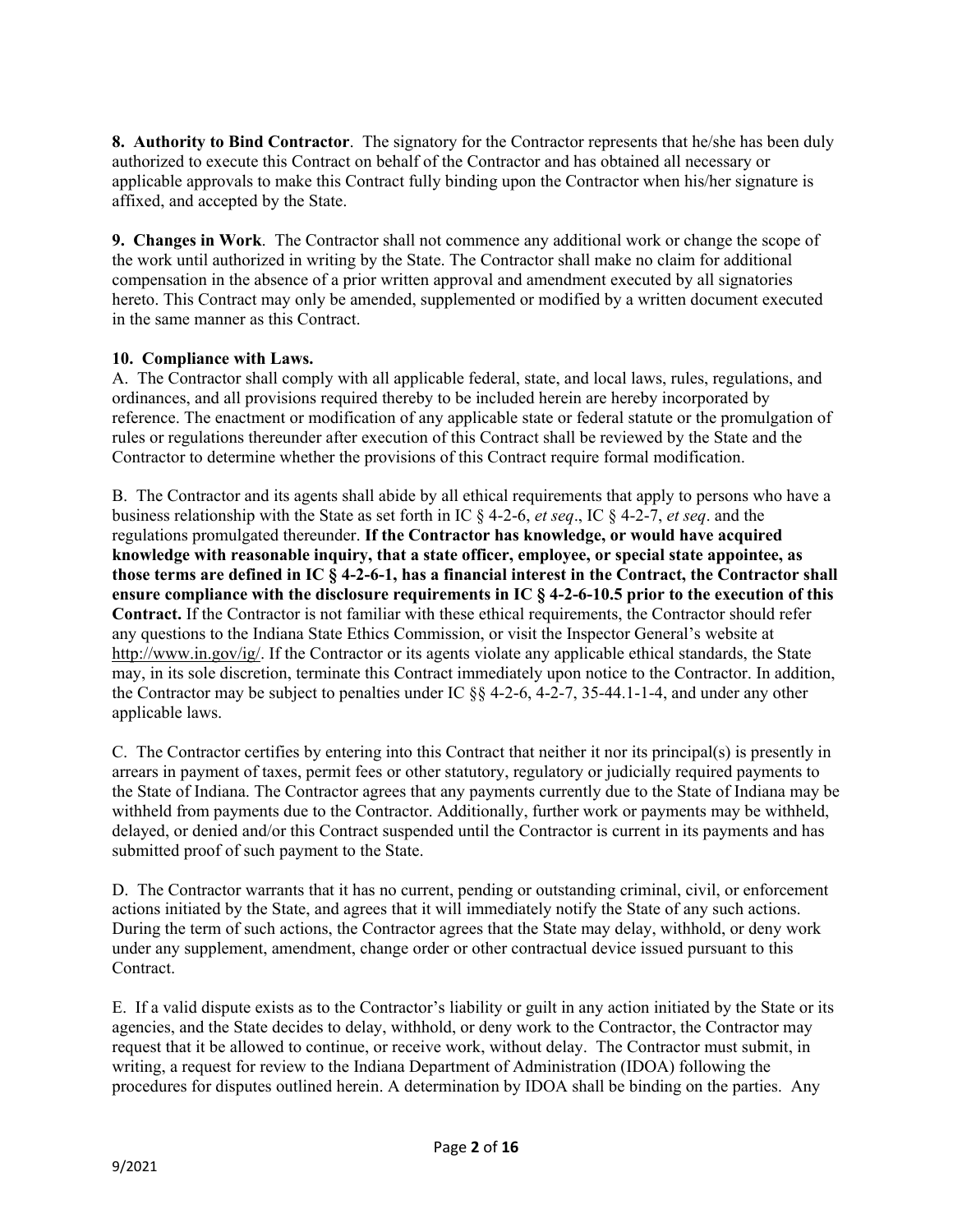**8. Authority to Bind Contractor**. The signatory for the Contractor represents that he/she has been duly authorized to execute this Contract on behalf of the Contractor and has obtained all necessary or applicable approvals to make this Contract fully binding upon the Contractor when his/her signature is affixed, and accepted by the State.

**9. Changes in Work**. The Contractor shall not commence any additional work or change the scope of the work until authorized in writing by the State. The Contractor shall make no claim for additional compensation in the absence of a prior written approval and amendment executed by all signatories hereto. This Contract may only be amended, supplemented or modified by a written document executed in the same manner as this Contract.

**10. Compliance with Laws.**

A. The Contractor shall comply with all applicable federal, state, and local laws, rules, regulations, and ordinances, and all provisions required thereby to be included herein are hereby incorporated by reference. The enactment or modification of any applicable state or federal statute or the promulgation of rules or regulations thereunder after execution of this Contract shall be reviewed by the State and the Contractor to determine whether the provisions of this Contract require formal modification.

B. The Contractor and its agents shall abide by all ethical requirements that apply to persons who have a business relationship with the State as set forth in IC § 4-2-6, *et seq*., IC § 4-2-7, *et seq*. and the regulations promulgated thereunder. **If the Contractor has knowledge, or would have acquired knowledge with reasonable inquiry, that a state officer, employee, or special state appointee, as those terms are defined in IC § 4-2-6-1, has a financial interest in the Contract, the Contractor shall ensure compliance with the disclosure requirements in IC § 4-2-6-10.5 prior to the execution of this Contract.** If the Contractor is not familiar with these ethical requirements, the Contractor should refer any questions to the Indiana State Ethics Commission, or visit the Inspector General's website at http://www.in.gov/ig/. If the Contractor or its agents violate any applicable ethical standards, the State may, in its sole discretion, terminate this Contract immediately upon notice to the Contractor. In addition, the Contractor may be subject to penalties under IC §§ 4-2-6, 4-2-7, 35-44.1-1-4, and under any other applicable laws.

C. The Contractor certifies by entering into this Contract that neither it nor its principal(s) is presently in arrears in payment of taxes, permit fees or other statutory, regulatory or judicially required payments to the State of Indiana. The Contractor agrees that any payments currently due to the State of Indiana may be withheld from payments due to the Contractor. Additionally, further work or payments may be withheld, delayed, or denied and/or this Contract suspended until the Contractor is current in its payments and has submitted proof of such payment to the State.

D. The Contractor warrants that it has no current, pending or outstanding criminal, civil, or enforcement actions initiated by the State, and agrees that it will immediately notify the State of any such actions. During the term of such actions, the Contractor agrees that the State may delay, withhold, or deny work under any supplement, amendment, change order or other contractual device issued pursuant to this Contract.

E. If a valid dispute exists as to the Contractor's liability or guilt in any action initiated by the State or its agencies, and the State decides to delay, withhold, or deny work to the Contractor, the Contractor may request that it be allowed to continue, or receive work, without delay. The Contractor must submit, in writing, a request for review to the Indiana Department of Administration (IDOA) following the procedures for disputes outlined herein. A determination by IDOA shall be binding on the parties. Any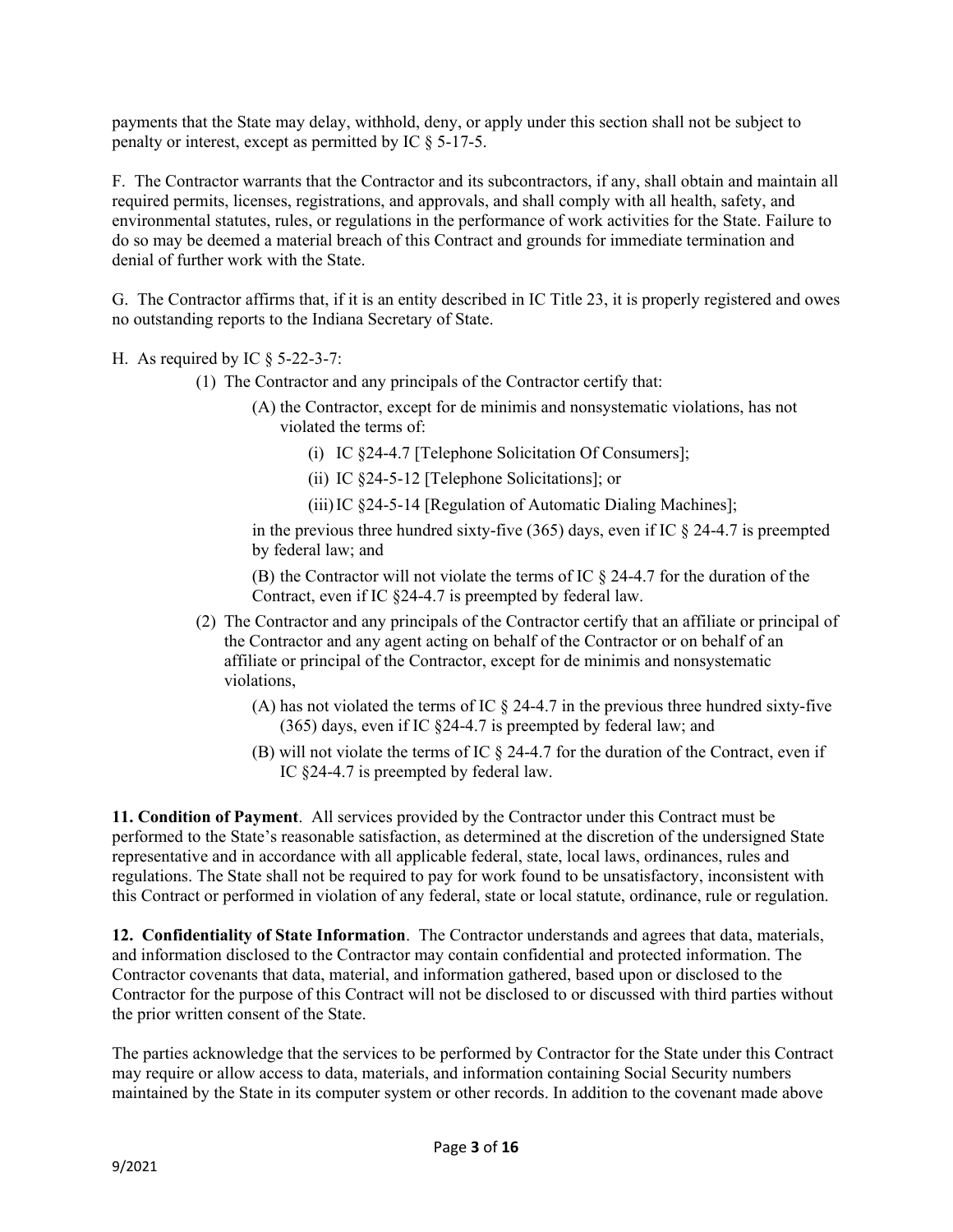payments that the State may delay, withhold, deny, or apply under this section shall not be subject to penalty or interest, except as permitted by IC § 5-17-5.

F. The Contractor warrants that the Contractor and its subcontractors, if any, shall obtain and maintain all required permits, licenses, registrations, and approvals, and shall comply with all health, safety, and environmental statutes, rules, or regulations in the performance of work activities for the State. Failure to do so may be deemed a material breach of this Contract and grounds for immediate termination and denial of further work with the State.

G. The Contractor affirms that, if it is an entity described in IC Title 23, it is properly registered and owes no outstanding reports to the Indiana Secretary of State.

H. As required by IC § 5-22-3-7:

- (1) The Contractor and any principals of the Contractor certify that:
  - (A) the Contractor, except for de minimis and nonsystematic violations, has not violated the terms of:
    - (i) IC §24-4.7 [Telephone Solicitation Of Consumers];
    - (ii) IC §24-5-12 [Telephone Solicitations]; or
    - (iii) IC §24-5-14 [Regulation of Automatic Dialing Machines];

    in the previous three hundred sixty-five (365) days, even if IC § 24-4.7 is preempted by federal law; and

  - (B) the Contractor will not violate the terms of IC § 24-4.7 for the duration of the Contract, even if IC §24-4.7 is preempted by federal law.
- (2) The Contractor and any principals of the Contractor certify that an affiliate or principal of the Contractor and any agent acting on behalf of the Contractor or on behalf of an affiliate or principal of the Contractor, except for de minimis and nonsystematic violations,
  - (A) has not violated the terms of IC § 24-4.7 in the previous three hundred sixty-five (365) days, even if IC §24-4.7 is preempted by federal law; and
  - (B) will not violate the terms of IC § 24-4.7 for the duration of the Contract, even if IC §24-4.7 is preempted by federal law.

**11. Condition of Payment**. All services provided by the Contractor under this Contract must be performed to the State's reasonable satisfaction, as determined at the discretion of the undersigned State representative and in accordance with all applicable federal, state, local laws, ordinances, rules and regulations. The State shall not be required to pay for work found to be unsatisfactory, inconsistent with this Contract or performed in violation of any federal, state or local statute, ordinance, rule or regulation.

**12. Confidentiality of State Information**. The Contractor understands and agrees that data, materials, and information disclosed to the Contractor may contain confidential and protected information. The Contractor covenants that data, material, and information gathered, based upon or disclosed to the Contractor for the purpose of this Contract will not be disclosed to or discussed with third parties without the prior written consent of the State.

The parties acknowledge that the services to be performed by Contractor for the State under this Contract may require or allow access to data, materials, and information containing Social Security numbers maintained by the State in its computer system or other records. In addition to the covenant made above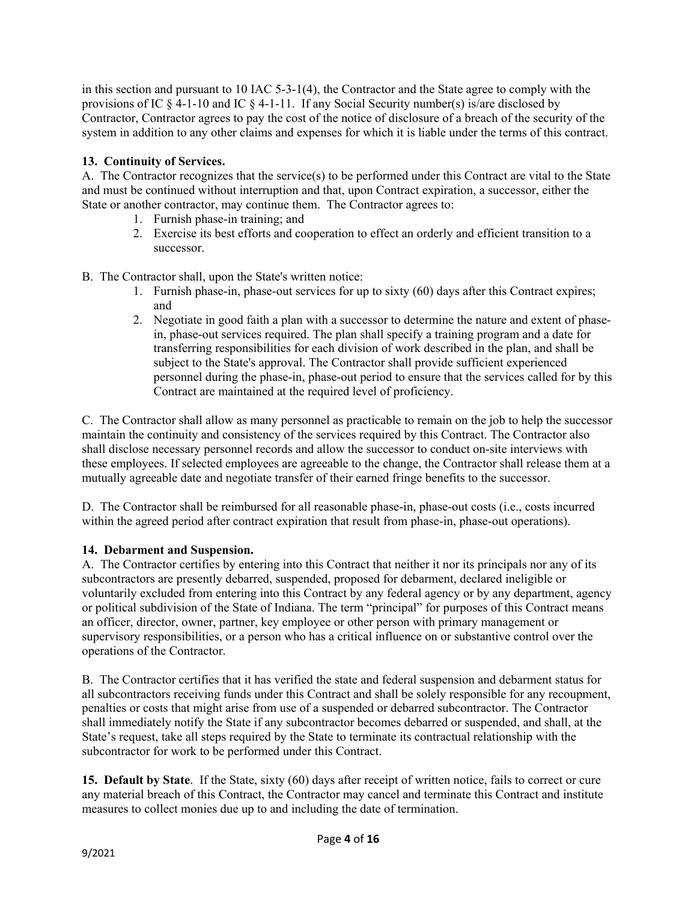in this section and pursuant to 10 IAC 5-3-1(4), the Contractor and the State agree to comply with the provisions of IC § 4-1-10 and IC § 4-1-11. If any Social Security number(s) is/are disclosed by Contractor, Contractor agrees to pay the cost of the notice of disclosure of a breach of the security of the system in addition to any other claims and expenses for which it is liable under the terms of this contract.

**13. Continuity of Services.**

A. The Contractor recognizes that the service(s) to be performed under this Contract are vital to the State and must be continued without interruption and that, upon Contract expiration, a successor, either the State or another contractor, may continue them. The Contractor agrees to:

1. Furnish phase-in training; and
2. Exercise its best efforts and cooperation to effect an orderly and efficient transition to a successor.

B. The Contractor shall, upon the State's written notice:

1. Furnish phase-in, phase-out services for up to sixty (60) days after this Contract expires; and
2. Negotiate in good faith a plan with a successor to determine the nature and extent of phase-in, phase-out services required. The plan shall specify a training program and a date for transferring responsibilities for each division of work described in the plan, and shall be subject to the State's approval. The Contractor shall provide sufficient experienced personnel during the phase-in, phase-out period to ensure that the services called for by this Contract are maintained at the required level of proficiency.

C. The Contractor shall allow as many personnel as practicable to remain on the job to help the successor maintain the continuity and consistency of the services required by this Contract. The Contractor also shall disclose necessary personnel records and allow the successor to conduct on-site interviews with these employees. If selected employees are agreeable to the change, the Contractor shall release them at a mutually agreeable date and negotiate transfer of their earned fringe benefits to the successor.

D. The Contractor shall be reimbursed for all reasonable phase-in, phase-out costs (i.e., costs incurred within the agreed period after contract expiration that result from phase-in, phase-out operations).

**14. Debarment and Suspension.**

A. The Contractor certifies by entering into this Contract that neither it nor its principals nor any of its subcontractors are presently debarred, suspended, proposed for debarment, declared ineligible or voluntarily excluded from entering into this Contract by any federal agency or by any department, agency or political subdivision of the State of Indiana. The term "principal" for purposes of this Contract means an officer, director, owner, partner, key employee or other person with primary management or supervisory responsibilities, or a person who has a critical influence on or substantive control over the operations of the Contractor.

B. The Contractor certifies that it has verified the state and federal suspension and debarment status for all subcontractors receiving funds under this Contract and shall be solely responsible for any recoupment, penalties or costs that might arise from use of a suspended or debarred subcontractor. The Contractor shall immediately notify the State if any subcontractor becomes debarred or suspended, and shall, at the State's request, take all steps required by the State to terminate its contractual relationship with the subcontractor for work to be performed under this Contract.

**15. Default by State**. If the State, sixty (60) days after receipt of written notice, fails to correct or cure any material breach of this Contract, the Contractor may cancel and terminate this Contract and institute measures to collect monies due up to and including the date of termination.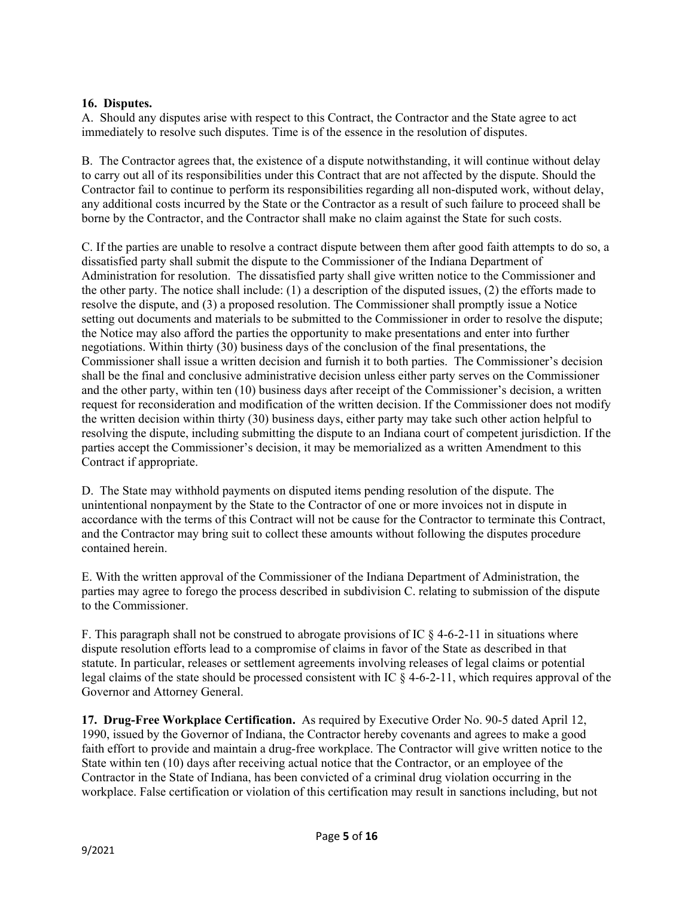**16. Disputes.**

A. Should any disputes arise with respect to this Contract, the Contractor and the State agree to act immediately to resolve such disputes. Time is of the essence in the resolution of disputes.

B. The Contractor agrees that, the existence of a dispute notwithstanding, it will continue without delay to carry out all of its responsibilities under this Contract that are not affected by the dispute. Should the Contractor fail to continue to perform its responsibilities regarding all non-disputed work, without delay, any additional costs incurred by the State or the Contractor as a result of such failure to proceed shall be borne by the Contractor, and the Contractor shall make no claim against the State for such costs.

C. If the parties are unable to resolve a contract dispute between them after good faith attempts to do so, a dissatisfied party shall submit the dispute to the Commissioner of the Indiana Department of Administration for resolution. The dissatisfied party shall give written notice to the Commissioner and the other party. The notice shall include: (1) a description of the disputed issues, (2) the efforts made to resolve the dispute, and (3) a proposed resolution. The Commissioner shall promptly issue a Notice setting out documents and materials to be submitted to the Commissioner in order to resolve the dispute; the Notice may also afford the parties the opportunity to make presentations and enter into further negotiations. Within thirty (30) business days of the conclusion of the final presentations, the Commissioner shall issue a written decision and furnish it to both parties. The Commissioner's decision shall be the final and conclusive administrative decision unless either party serves on the Commissioner and the other party, within ten (10) business days after receipt of the Commissioner's decision, a written request for reconsideration and modification of the written decision. If the Commissioner does not modify the written decision within thirty (30) business days, either party may take such other action helpful to resolving the dispute, including submitting the dispute to an Indiana court of competent jurisdiction. If the parties accept the Commissioner's decision, it may be memorialized as a written Amendment to this Contract if appropriate.

D. The State may withhold payments on disputed items pending resolution of the dispute. The unintentional nonpayment by the State to the Contractor of one or more invoices not in dispute in accordance with the terms of this Contract will not be cause for the Contractor to terminate this Contract, and the Contractor may bring suit to collect these amounts without following the disputes procedure contained herein.

E. With the written approval of the Commissioner of the Indiana Department of Administration, the parties may agree to forego the process described in subdivision C. relating to submission of the dispute to the Commissioner.

F. This paragraph shall not be construed to abrogate provisions of IC § 4-6-2-11 in situations where dispute resolution efforts lead to a compromise of claims in favor of the State as described in that statute. In particular, releases or settlement agreements involving releases of legal claims or potential legal claims of the state should be processed consistent with IC § 4-6-2-11, which requires approval of the Governor and Attorney General.

**17. Drug-Free Workplace Certification.** As required by Executive Order No. 90-5 dated April 12, 1990, issued by the Governor of Indiana, the Contractor hereby covenants and agrees to make a good faith effort to provide and maintain a drug-free workplace. The Contractor will give written notice to the State within ten (10) days after receiving actual notice that the Contractor, or an employee of the Contractor in the State of Indiana, has been convicted of a criminal drug violation occurring in the workplace. False certification or violation of this certification may result in sanctions including, but not

9/2021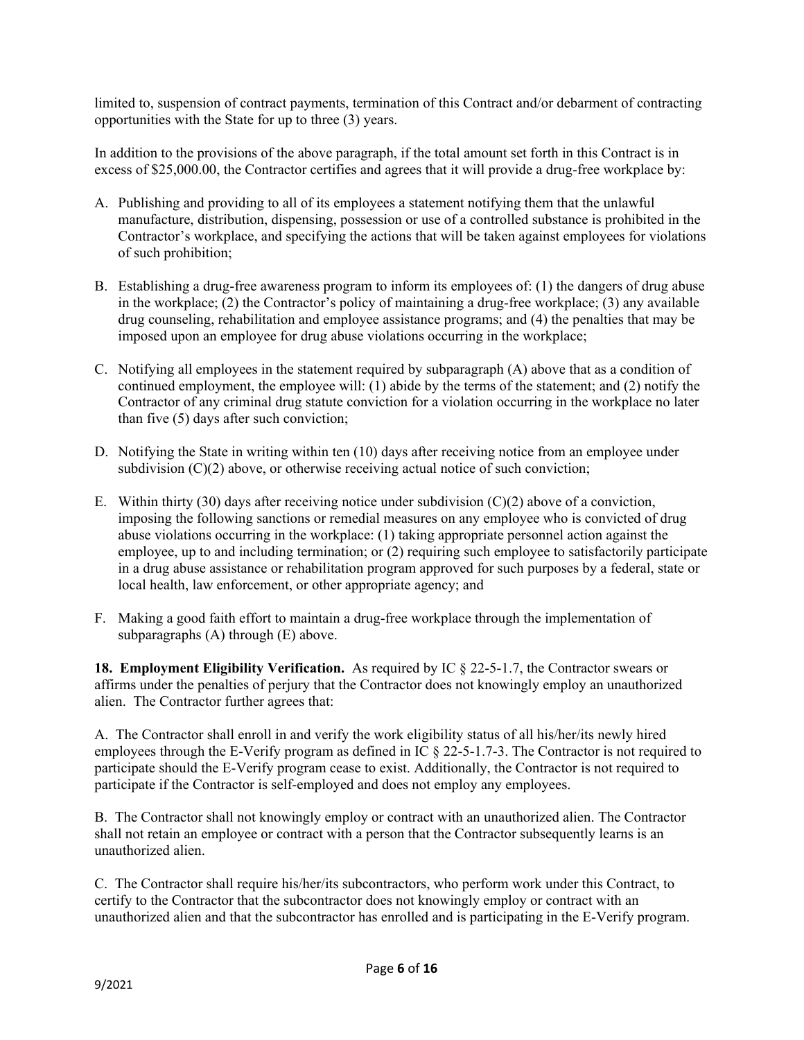limited to, suspension of contract payments, termination of this Contract and/or debarment of contracting opportunities with the State for up to three (3) years.

In addition to the provisions of the above paragraph, if the total amount set forth in this Contract is in excess of $25,000.00, the Contractor certifies and agrees that it will provide a drug-free workplace by:

A. Publishing and providing to all of its employees a statement notifying them that the unlawful manufacture, distribution, dispensing, possession or use of a controlled substance is prohibited in the Contractor's workplace, and specifying the actions that will be taken against employees for violations of such prohibition;

B. Establishing a drug-free awareness program to inform its employees of: (1) the dangers of drug abuse in the workplace; (2) the Contractor's policy of maintaining a drug-free workplace; (3) any available drug counseling, rehabilitation and employee assistance programs; and (4) the penalties that may be imposed upon an employee for drug abuse violations occurring in the workplace;

C. Notifying all employees in the statement required by subparagraph (A) above that as a condition of continued employment, the employee will: (1) abide by the terms of the statement; and (2) notify the Contractor of any criminal drug statute conviction for a violation occurring in the workplace no later than five (5) days after such conviction;

D. Notifying the State in writing within ten (10) days after receiving notice from an employee under subdivision (C)(2) above, or otherwise receiving actual notice of such conviction;

E. Within thirty (30) days after receiving notice under subdivision (C)(2) above of a conviction, imposing the following sanctions or remedial measures on any employee who is convicted of drug abuse violations occurring in the workplace: (1) taking appropriate personnel action against the employee, up to and including termination; or (2) requiring such employee to satisfactorily participate in a drug abuse assistance or rehabilitation program approved for such purposes by a federal, state or local health, law enforcement, or other appropriate agency; and

F. Making a good faith effort to maintain a drug-free workplace through the implementation of subparagraphs (A) through (E) above.

**18. Employment Eligibility Verification.** As required by IC § 22-5-1.7, the Contractor swears or affirms under the penalties of perjury that the Contractor does not knowingly employ an unauthorized alien. The Contractor further agrees that:

A. The Contractor shall enroll in and verify the work eligibility status of all his/her/its newly hired employees through the E-Verify program as defined in IC § 22-5-1.7-3. The Contractor is not required to participate should the E-Verify program cease to exist. Additionally, the Contractor is not required to participate if the Contractor is self-employed and does not employ any employees.

B. The Contractor shall not knowingly employ or contract with an unauthorized alien. The Contractor shall not retain an employee or contract with a person that the Contractor subsequently learns is an unauthorized alien.

C. The Contractor shall require his/her/its subcontractors, who perform work under this Contract, to certify to the Contractor that the subcontractor does not knowingly employ or contract with an unauthorized alien and that the subcontractor has enrolled and is participating in the E-Verify program.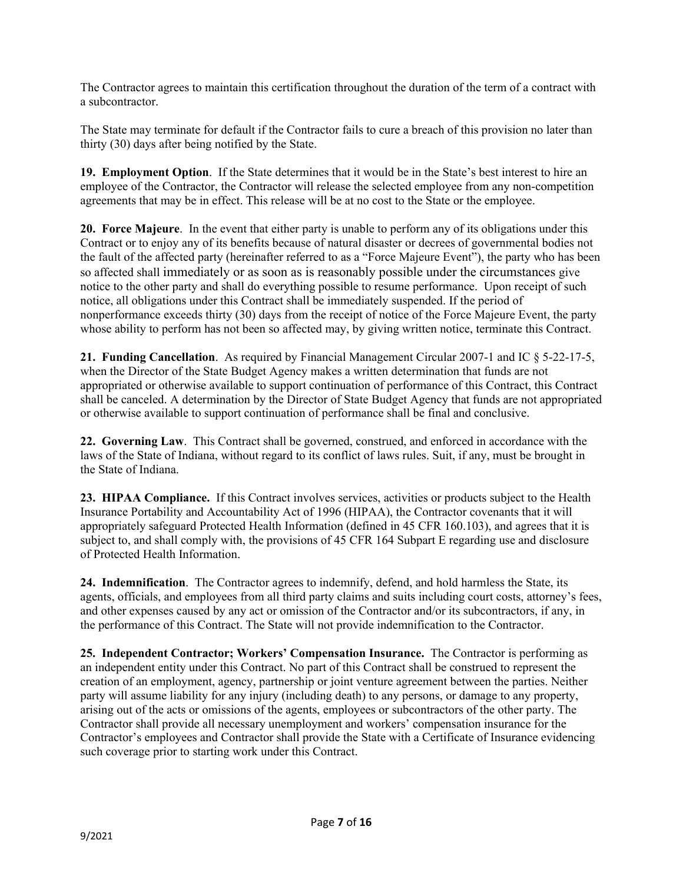The Contractor agrees to maintain this certification throughout the duration of the term of a contract with a subcontractor.

The State may terminate for default if the Contractor fails to cure a breach of this provision no later than thirty (30) days after being notified by the State.

**19. Employment Option**. If the State determines that it would be in the State's best interest to hire an employee of the Contractor, the Contractor will release the selected employee from any non-competition agreements that may be in effect. This release will be at no cost to the State or the employee.

**20. Force Majeure**. In the event that either party is unable to perform any of its obligations under this Contract or to enjoy any of its benefits because of natural disaster or decrees of governmental bodies not the fault of the affected party (hereinafter referred to as a "Force Majeure Event"), the party who has been so affected shall immediately or as soon as is reasonably possible under the circumstances give notice to the other party and shall do everything possible to resume performance. Upon receipt of such notice, all obligations under this Contract shall be immediately suspended. If the period of nonperformance exceeds thirty (30) days from the receipt of notice of the Force Majeure Event, the party whose ability to perform has not been so affected may, by giving written notice, terminate this Contract.

**21. Funding Cancellation**. As required by Financial Management Circular 2007-1 and IC § 5-22-17-5, when the Director of the State Budget Agency makes a written determination that funds are not appropriated or otherwise available to support continuation of performance of this Contract, this Contract shall be canceled. A determination by the Director of State Budget Agency that funds are not appropriated or otherwise available to support continuation of performance shall be final and conclusive.

**22. Governing Law**. This Contract shall be governed, construed, and enforced in accordance with the laws of the State of Indiana, without regard to its conflict of laws rules. Suit, if any, must be brought in the State of Indiana.

**23. HIPAA Compliance.** If this Contract involves services, activities or products subject to the Health Insurance Portability and Accountability Act of 1996 (HIPAA), the Contractor covenants that it will appropriately safeguard Protected Health Information (defined in 45 CFR 160.103), and agrees that it is subject to, and shall comply with, the provisions of 45 CFR 164 Subpart E regarding use and disclosure of Protected Health Information.

**24. Indemnification**. The Contractor agrees to indemnify, defend, and hold harmless the State, its agents, officials, and employees from all third party claims and suits including court costs, attorney's fees, and other expenses caused by any act or omission of the Contractor and/or its subcontractors, if any, in the performance of this Contract. The State will not provide indemnification to the Contractor.

**25. Independent Contractor; Workers' Compensation Insurance.** The Contractor is performing as an independent entity under this Contract. No part of this Contract shall be construed to represent the creation of an employment, agency, partnership or joint venture agreement between the parties. Neither party will assume liability for any injury (including death) to any persons, or damage to any property, arising out of the acts or omissions of the agents, employees or subcontractors of the other party. The Contractor shall provide all necessary unemployment and workers' compensation insurance for the Contractor's employees and Contractor shall provide the State with a Certificate of Insurance evidencing such coverage prior to starting work under this Contract.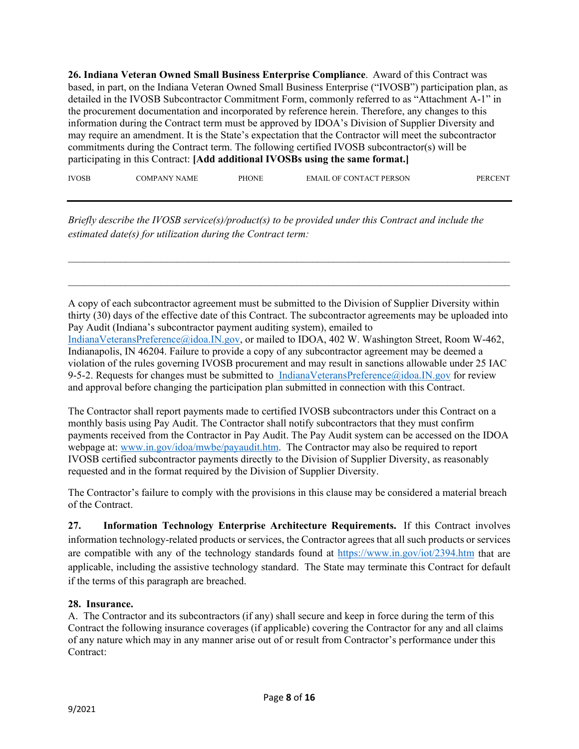**26. Indiana Veteran Owned Small Business Enterprise Compliance**. Award of this Contract was based, in part, on the Indiana Veteran Owned Small Business Enterprise ("IVOSB") participation plan, as detailed in the IVOSB Subcontractor Commitment Form, commonly referred to as "Attachment A-1" in the procurement documentation and incorporated by reference herein. Therefore, any changes to this information during the Contract term must be approved by IDOA's Division of Supplier Diversity and may require an amendment. It is the State's expectation that the Contractor will meet the subcontractor commitments during the Contract term. The following certified IVOSB subcontractor(s) will be participating in this Contract: **[Add additional IVOSBs using the same format.]**

| IVOSB | COMPANY NAME | PHONE | EMAIL OF CONTACT PERSON | PERCENT |
|---|---|---|---|---|
| | | | | |

*Briefly describe the IVOSB service(s)/product(s) to be provided under this Contract and include the estimated date(s) for utilization during the Contract term:*

\_\_\_\_\_\_\_\_\_\_\_\_\_\_\_\_\_\_\_\_\_\_\_\_\_\_\_\_\_\_\_\_\_\_\_\_\_\_\_\_\_\_\_\_\_\_\_\_\_\_\_\_\_\_\_\_\_\_\_\_\_\_\_\_\_\_\_\_\_\_\_\_\_\_\_\_\_\_

\_\_\_\_\_\_\_\_\_\_\_\_\_\_\_\_\_\_\_\_\_\_\_\_\_\_\_\_\_\_\_\_\_\_\_\_\_\_\_\_\_\_\_\_\_\_\_\_\_\_\_\_\_\_\_\_\_\_\_\_\_\_\_\_\_\_\_\_\_\_\_\_\_\_\_\_\_\_

A copy of each subcontractor agreement must be submitted to the Division of Supplier Diversity within thirty (30) days of the effective date of this Contract. The subcontractor agreements may be uploaded into Pay Audit (Indiana's subcontractor payment auditing system), emailed to IndianaVeteransPreference@idoa.IN.gov, or mailed to IDOA, 402 W. Washington Street, Room W-462, Indianapolis, IN 46204. Failure to provide a copy of any subcontractor agreement may be deemed a violation of the rules governing IVOSB procurement and may result in sanctions allowable under 25 IAC 9-5-2. Requests for changes must be submitted to IndianaVeteransPreference@idoa.IN.gov for review and approval before changing the participation plan submitted in connection with this Contract.

The Contractor shall report payments made to certified IVOSB subcontractors under this Contract on a monthly basis using Pay Audit. The Contractor shall notify subcontractors that they must confirm payments received from the Contractor in Pay Audit. The Pay Audit system can be accessed on the IDOA webpage at: www.in.gov/idoa/mwbe/payaudit.htm. The Contractor may also be required to report IVOSB certified subcontractor payments directly to the Division of Supplier Diversity, as reasonably requested and in the format required by the Division of Supplier Diversity.

The Contractor's failure to comply with the provisions in this clause may be considered a material breach of the Contract.

**27. Information Technology Enterprise Architecture Requirements.** If this Contract involves information technology-related products or services, the Contractor agrees that all such products or services are compatible with any of the technology standards found at https://www.in.gov/iot/2394.htm that are applicable, including the assistive technology standard. The State may terminate this Contract for default if the terms of this paragraph are breached.

**28. Insurance.**

A. The Contractor and its subcontractors (if any) shall secure and keep in force during the term of this Contract the following insurance coverages (if applicable) covering the Contractor for any and all claims of any nature which may in any manner arise out of or result from Contractor's performance under this Contract: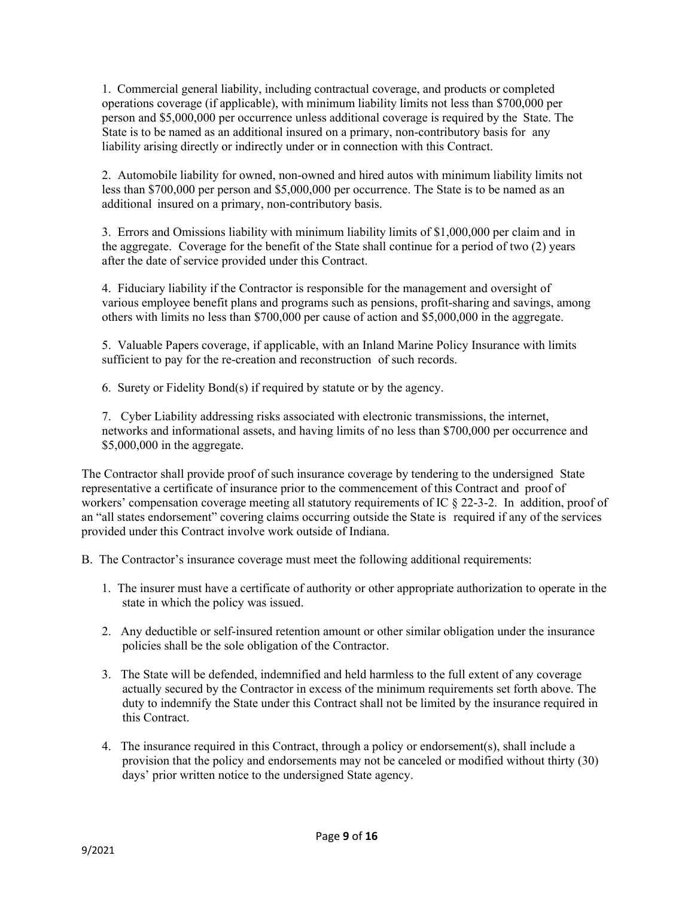1. Commercial general liability, including contractual coverage, and products or completed operations coverage (if applicable), with minimum liability limits not less than $700,000 per person and $5,000,000 per occurrence unless additional coverage is required by the State. The State is to be named as an additional insured on a primary, non-contributory basis for any liability arising directly or indirectly under or in connection with this Contract.

2. Automobile liability for owned, non-owned and hired autos with minimum liability limits not less than $700,000 per person and $5,000,000 per occurrence. The State is to be named as an additional insured on a primary, non-contributory basis.

3. Errors and Omissions liability with minimum liability limits of $1,000,000 per claim and in the aggregate. Coverage for the benefit of the State shall continue for a period of two (2) years after the date of service provided under this Contract.

4. Fiduciary liability if the Contractor is responsible for the management and oversight of various employee benefit plans and programs such as pensions, profit-sharing and savings, among others with limits no less than $700,000 per cause of action and $5,000,000 in the aggregate.

5. Valuable Papers coverage, if applicable, with an Inland Marine Policy Insurance with limits sufficient to pay for the re-creation and reconstruction of such records.

6. Surety or Fidelity Bond(s) if required by statute or by the agency.

7. Cyber Liability addressing risks associated with electronic transmissions, the internet, networks and informational assets, and having limits of no less than $700,000 per occurrence and $5,000,000 in the aggregate.

The Contractor shall provide proof of such insurance coverage by tendering to the undersigned State representative a certificate of insurance prior to the commencement of this Contract and proof of workers' compensation coverage meeting all statutory requirements of IC § 22-3-2. In addition, proof of an "all states endorsement" covering claims occurring outside the State is required if any of the services provided under this Contract involve work outside of Indiana.

B. The Contractor's insurance coverage must meet the following additional requirements:

1. The insurer must have a certificate of authority or other appropriate authorization to operate in the state in which the policy was issued.

2. Any deductible or self-insured retention amount or other similar obligation under the insurance policies shall be the sole obligation of the Contractor.

3. The State will be defended, indemnified and held harmless to the full extent of any coverage actually secured by the Contractor in excess of the minimum requirements set forth above. The duty to indemnify the State under this Contract shall not be limited by the insurance required in this Contract.

4. The insurance required in this Contract, through a policy or endorsement(s), shall include a provision that the policy and endorsements may not be canceled or modified without thirty (30) days' prior written notice to the undersigned State agency.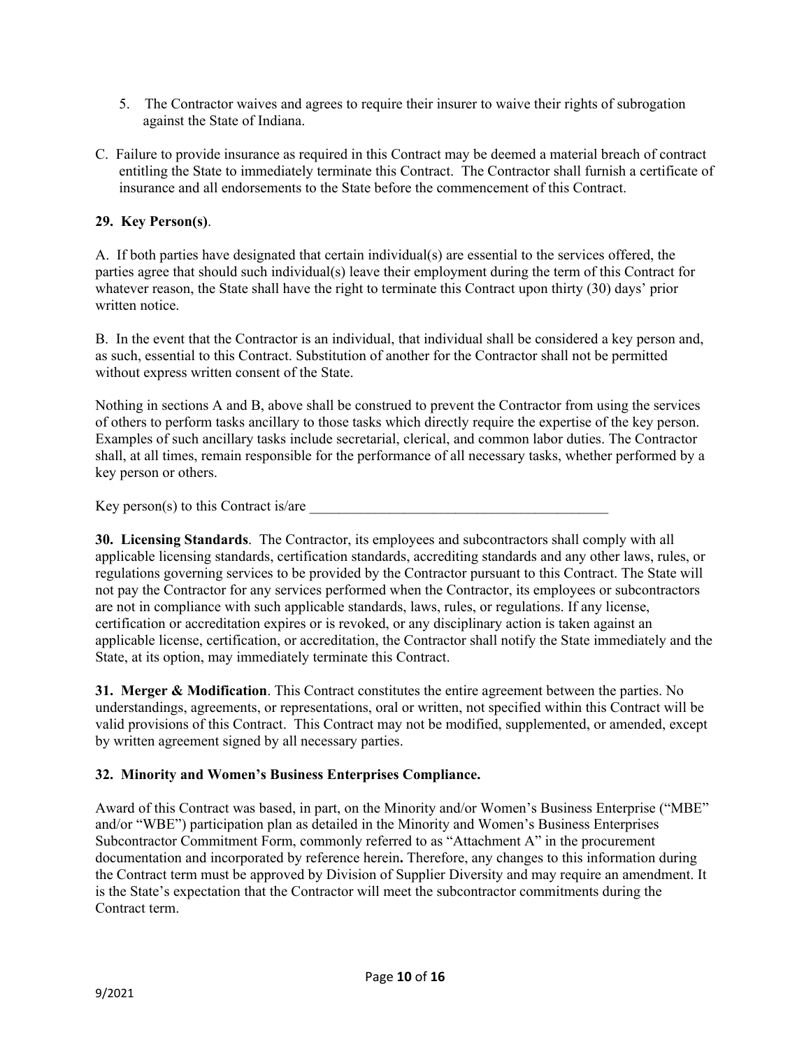5. The Contractor waives and agrees to require their insurer to waive their rights of subrogation against the State of Indiana.

C. Failure to provide insurance as required in this Contract may be deemed a material breach of contract entitling the State to immediately terminate this Contract. The Contractor shall furnish a certificate of insurance and all endorsements to the State before the commencement of this Contract.

**29. Key Person(s)**.

A. If both parties have designated that certain individual(s) are essential to the services offered, the parties agree that should such individual(s) leave their employment during the term of this Contract for whatever reason, the State shall have the right to terminate this Contract upon thirty (30) days' prior written notice.

B. In the event that the Contractor is an individual, that individual shall be considered a key person and, as such, essential to this Contract. Substitution of another for the Contractor shall not be permitted without express written consent of the State.

Nothing in sections A and B, above shall be construed to prevent the Contractor from using the services of others to perform tasks ancillary to those tasks which directly require the expertise of the key person. Examples of such ancillary tasks include secretarial, clerical, and common labor duties. The Contractor shall, at all times, remain responsible for the performance of all necessary tasks, whether performed by a key person or others.

Key person(s) to this Contract is/are ___________________________________________

**30. Licensing Standards**. The Contractor, its employees and subcontractors shall comply with all applicable licensing standards, certification standards, accrediting standards and any other laws, rules, or regulations governing services to be provided by the Contractor pursuant to this Contract. The State will not pay the Contractor for any services performed when the Contractor, its employees or subcontractors are not in compliance with such applicable standards, laws, rules, or regulations. If any license, certification or accreditation expires or is revoked, or any disciplinary action is taken against an applicable license, certification, or accreditation, the Contractor shall notify the State immediately and the State, at its option, may immediately terminate this Contract.

**31. Merger & Modification**. This Contract constitutes the entire agreement between the parties. No understandings, agreements, or representations, oral or written, not specified within this Contract will be valid provisions of this Contract. This Contract may not be modified, supplemented, or amended, except by written agreement signed by all necessary parties.

**32. Minority and Women's Business Enterprises Compliance.**

Award of this Contract was based, in part, on the Minority and/or Women's Business Enterprise ("MBE" and/or "WBE") participation plan as detailed in the Minority and Women's Business Enterprises Subcontractor Commitment Form, commonly referred to as "Attachment A" in the procurement documentation and incorporated by reference herein**.** Therefore, any changes to this information during the Contract term must be approved by Division of Supplier Diversity and may require an amendment. It is the State's expectation that the Contractor will meet the subcontractor commitments during the Contract term.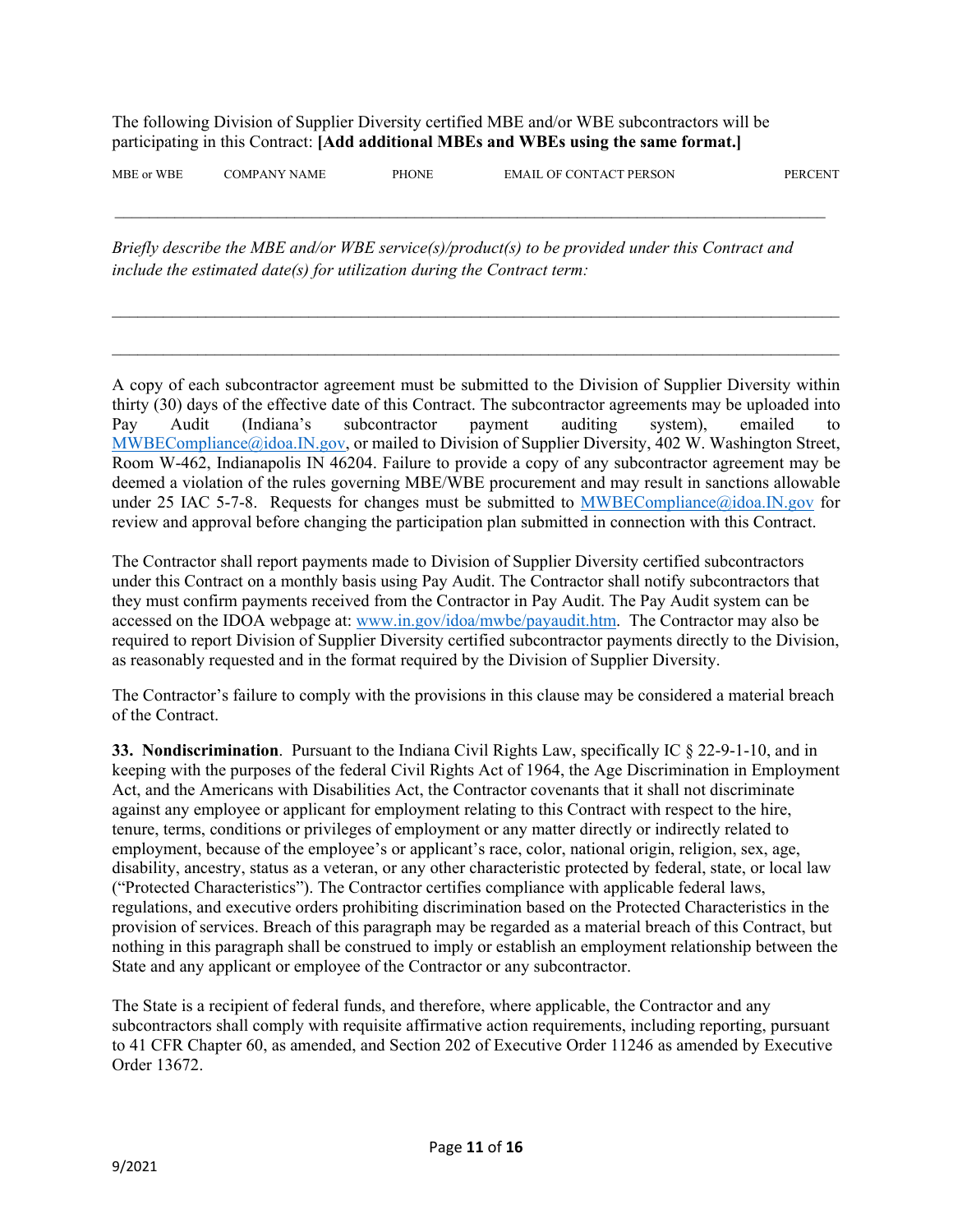The following Division of Supplier Diversity certified MBE and/or WBE subcontractors will be participating in this Contract: **[Add additional MBEs and WBEs using the same format.]**

| MBE or WBE | COMPANY NAME | PHONE | EMAIL OF CONTACT PERSON | PERCENT |
|---|---|---|---|---|
| | | | | |

*Briefly describe the MBE and/or WBE service(s)/product(s) to be provided under this Contract and include the estimated date(s) for utilization during the Contract term:*

_______________________________________________________________________________

_______________________________________________________________________________

A copy of each subcontractor agreement must be submitted to the Division of Supplier Diversity within thirty (30) days of the effective date of this Contract. The subcontractor agreements may be uploaded into Pay Audit (Indiana's subcontractor payment auditing system), emailed to MWBECompliance@idoa.IN.gov, or mailed to Division of Supplier Diversity, 402 W. Washington Street, Room W-462, Indianapolis IN 46204. Failure to provide a copy of any subcontractor agreement may be deemed a violation of the rules governing MBE/WBE procurement and may result in sanctions allowable under 25 IAC 5-7-8. Requests for changes must be submitted to MWBECompliance@idoa.IN.gov for review and approval before changing the participation plan submitted in connection with this Contract.

The Contractor shall report payments made to Division of Supplier Diversity certified subcontractors under this Contract on a monthly basis using Pay Audit. The Contractor shall notify subcontractors that they must confirm payments received from the Contractor in Pay Audit. The Pay Audit system can be accessed on the IDOA webpage at: www.in.gov/idoa/mwbe/payaudit.htm. The Contractor may also be required to report Division of Supplier Diversity certified subcontractor payments directly to the Division, as reasonably requested and in the format required by the Division of Supplier Diversity.

The Contractor's failure to comply with the provisions in this clause may be considered a material breach of the Contract.

**33. Nondiscrimination**. Pursuant to the Indiana Civil Rights Law, specifically IC § 22-9-1-10, and in keeping with the purposes of the federal Civil Rights Act of 1964, the Age Discrimination in Employment Act, and the Americans with Disabilities Act, the Contractor covenants that it shall not discriminate against any employee or applicant for employment relating to this Contract with respect to the hire, tenure, terms, conditions or privileges of employment or any matter directly or indirectly related to employment, because of the employee's or applicant's race, color, national origin, religion, sex, age, disability, ancestry, status as a veteran, or any other characteristic protected by federal, state, or local law ("Protected Characteristics"). The Contractor certifies compliance with applicable federal laws, regulations, and executive orders prohibiting discrimination based on the Protected Characteristics in the provision of services. Breach of this paragraph may be regarded as a material breach of this Contract, but nothing in this paragraph shall be construed to imply or establish an employment relationship between the State and any applicant or employee of the Contractor or any subcontractor.

The State is a recipient of federal funds, and therefore, where applicable, the Contractor and any subcontractors shall comply with requisite affirmative action requirements, including reporting, pursuant to 41 CFR Chapter 60, as amended, and Section 202 of Executive Order 11246 as amended by Executive Order 13672.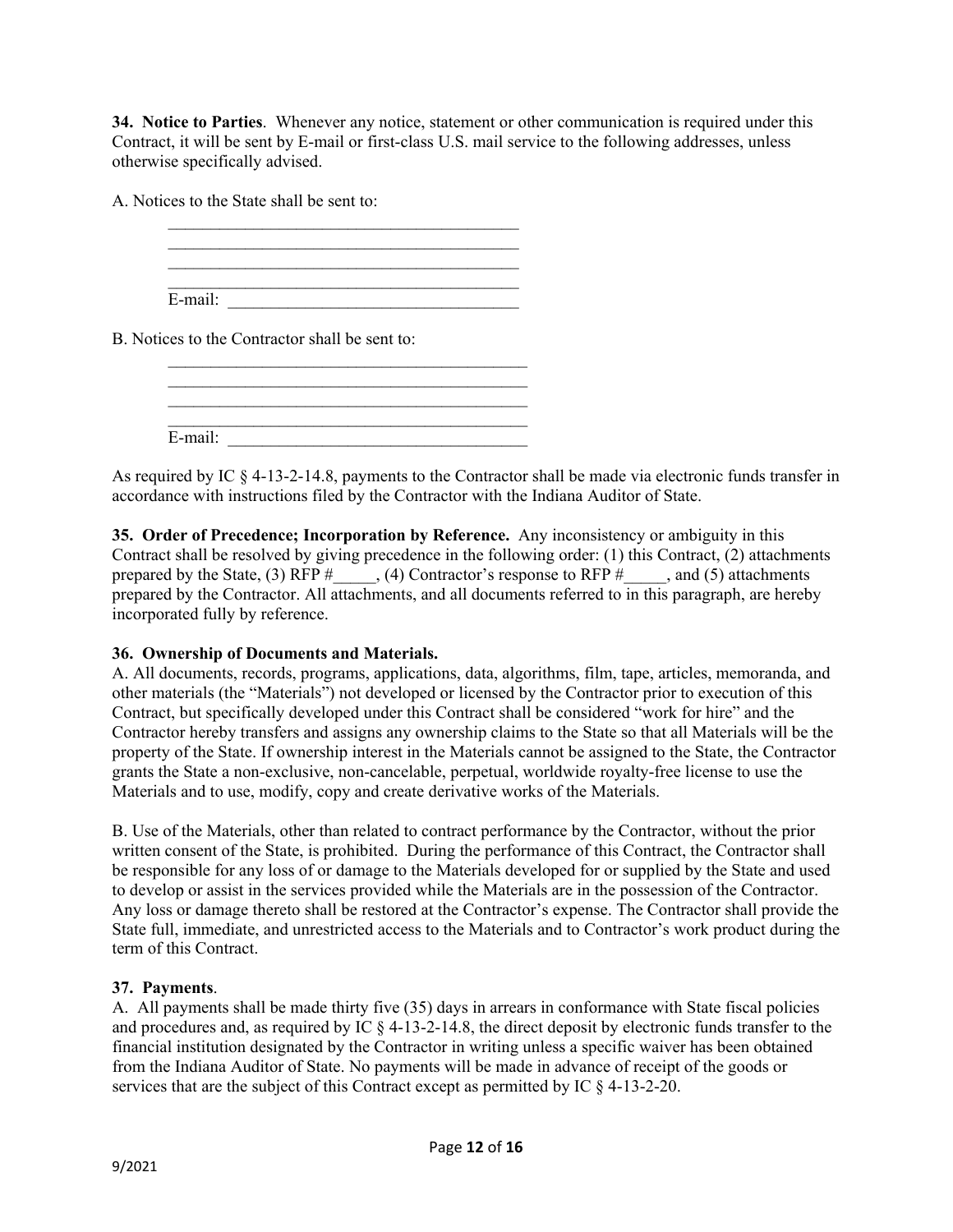**34. Notice to Parties**. Whenever any notice, statement or other communication is required under this Contract, it will be sent by E-mail or first-class U.S. mail service to the following addresses, unless otherwise specifically advised.

A. Notices to the State shall be sent to:

\_\_\_\_\_\_\_\_\_\_\_\_\_\_\_\_\_\_\_\_\_\_\_\_\_\_\_\_\_\_\_\_\_\_\_\_\_\_\_\_\_\_
\_\_\_\_\_\_\_\_\_\_\_\_\_\_\_\_\_\_\_\_\_\_\_\_\_\_\_\_\_\_\_\_\_\_\_\_\_\_\_\_\_\_
\_\_\_\_\_\_\_\_\_\_\_\_\_\_\_\_\_\_\_\_\_\_\_\_\_\_\_\_\_\_\_\_\_\_\_\_\_\_\_\_\_\_
\_\_\_\_\_\_\_\_\_\_\_\_\_\_\_\_\_\_\_\_\_\_\_\_\_\_\_\_\_\_\_\_\_\_\_\_\_\_\_\_\_\_
E-mail: \_\_\_\_\_\_\_\_\_\_\_\_\_\_\_\_\_\_\_\_\_\_\_\_\_\_\_\_\_\_\_\_\_\_

B. Notices to the Contractor shall be sent to:

\_\_\_\_\_\_\_\_\_\_\_\_\_\_\_\_\_\_\_\_\_\_\_\_\_\_\_\_\_\_\_\_\_\_\_\_\_\_\_\_\_\_
\_\_\_\_\_\_\_\_\_\_\_\_\_\_\_\_\_\_\_\_\_\_\_\_\_\_\_\_\_\_\_\_\_\_\_\_\_\_\_\_\_\_
\_\_\_\_\_\_\_\_\_\_\_\_\_\_\_\_\_\_\_\_\_\_\_\_\_\_\_\_\_\_\_\_\_\_\_\_\_\_\_\_\_\_
\_\_\_\_\_\_\_\_\_\_\_\_\_\_\_\_\_\_\_\_\_\_\_\_\_\_\_\_\_\_\_\_\_\_\_\_\_\_\_\_\_\_
E-mail: \_\_\_\_\_\_\_\_\_\_\_\_\_\_\_\_\_\_\_\_\_\_\_\_\_\_\_\_\_\_\_\_\_\_

As required by IC § 4-13-2-14.8, payments to the Contractor shall be made via electronic funds transfer in accordance with instructions filed by the Contractor with the Indiana Auditor of State.

**35. Order of Precedence; Incorporation by Reference.** Any inconsistency or ambiguity in this Contract shall be resolved by giving precedence in the following order: (1) this Contract, (2) attachments prepared by the State, (3) RFP #\_\_\_\_\_, (4) Contractor's response to RFP #\_\_\_\_\_, and (5) attachments prepared by the Contractor. All attachments, and all documents referred to in this paragraph, are hereby incorporated fully by reference.

**36. Ownership of Documents and Materials.**

A. All documents, records, programs, applications, data, algorithms, film, tape, articles, memoranda, and other materials (the "Materials") not developed or licensed by the Contractor prior to execution of this Contract, but specifically developed under this Contract shall be considered "work for hire" and the Contractor hereby transfers and assigns any ownership claims to the State so that all Materials will be the property of the State. If ownership interest in the Materials cannot be assigned to the State, the Contractor grants the State a non-exclusive, non-cancelable, perpetual, worldwide royalty-free license to use the Materials and to use, modify, copy and create derivative works of the Materials.

B. Use of the Materials, other than related to contract performance by the Contractor, without the prior written consent of the State, is prohibited. During the performance of this Contract, the Contractor shall be responsible for any loss of or damage to the Materials developed for or supplied by the State and used to develop or assist in the services provided while the Materials are in the possession of the Contractor. Any loss or damage thereto shall be restored at the Contractor's expense. The Contractor shall provide the State full, immediate, and unrestricted access to the Materials and to Contractor's work product during the term of this Contract.

**37. Payments**.

A. All payments shall be made thirty five (35) days in arrears in conformance with State fiscal policies and procedures and, as required by IC § 4-13-2-14.8, the direct deposit by electronic funds transfer to the financial institution designated by the Contractor in writing unless a specific waiver has been obtained from the Indiana Auditor of State. No payments will be made in advance of receipt of the goods or services that are the subject of this Contract except as permitted by IC § 4-13-2-20.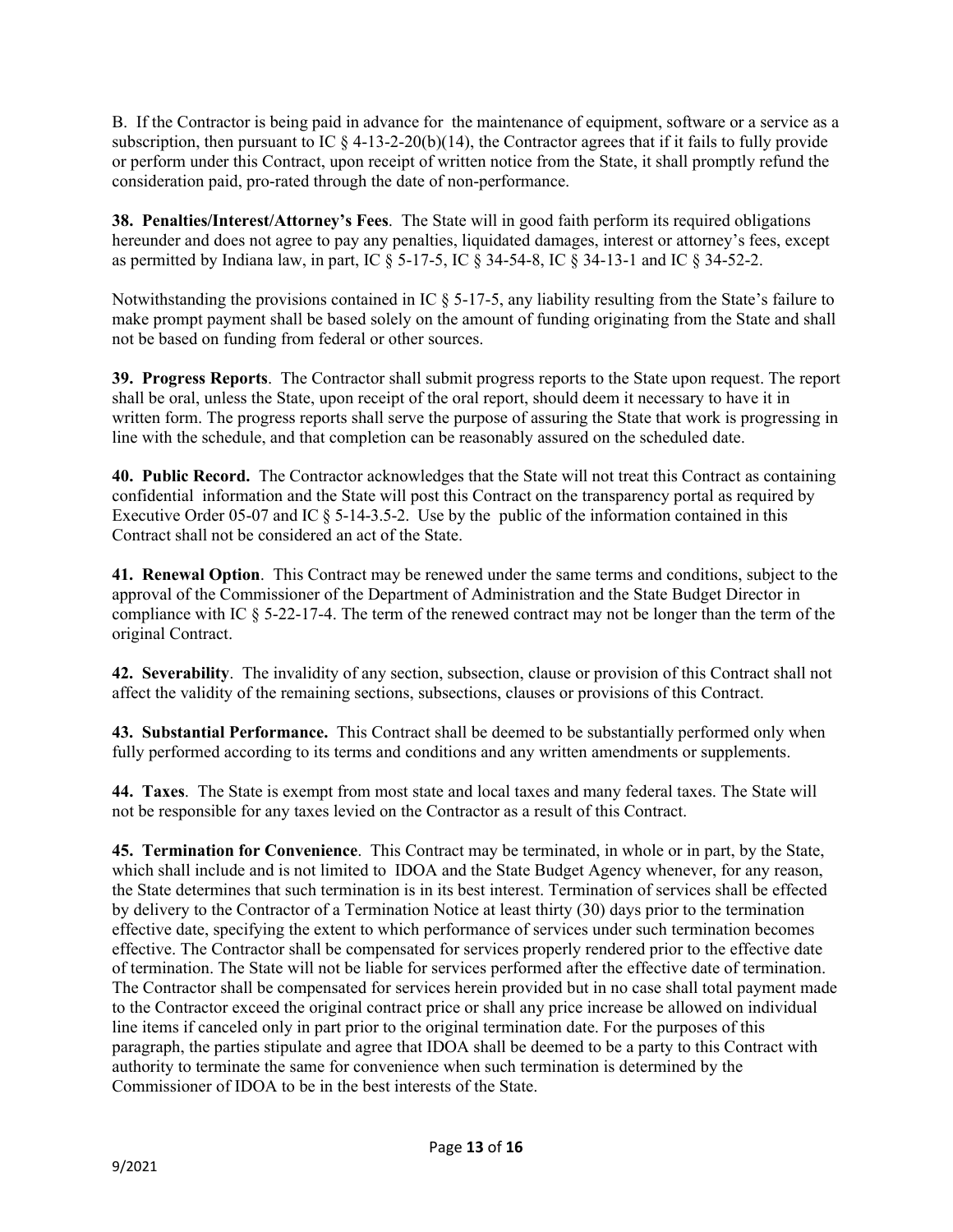B. If the Contractor is being paid in advance for the maintenance of equipment, software or a service as a subscription, then pursuant to IC § 4-13-2-20(b)(14), the Contractor agrees that if it fails to fully provide or perform under this Contract, upon receipt of written notice from the State, it shall promptly refund the consideration paid, pro-rated through the date of non-performance.

**38. Penalties/Interest/Attorney's Fees**. The State will in good faith perform its required obligations hereunder and does not agree to pay any penalties, liquidated damages, interest or attorney's fees, except as permitted by Indiana law, in part, IC § 5-17-5, IC § 34-54-8, IC § 34-13-1 and IC § 34-52-2.

Notwithstanding the provisions contained in IC § 5-17-5, any liability resulting from the State's failure to make prompt payment shall be based solely on the amount of funding originating from the State and shall not be based on funding from federal or other sources.

**39. Progress Reports**. The Contractor shall submit progress reports to the State upon request. The report shall be oral, unless the State, upon receipt of the oral report, should deem it necessary to have it in written form. The progress reports shall serve the purpose of assuring the State that work is progressing in line with the schedule, and that completion can be reasonably assured on the scheduled date.

**40. Public Record.** The Contractor acknowledges that the State will not treat this Contract as containing confidential information and the State will post this Contract on the transparency portal as required by Executive Order 05-07 and IC § 5-14-3.5-2. Use by the public of the information contained in this Contract shall not be considered an act of the State.

**41. Renewal Option**. This Contract may be renewed under the same terms and conditions, subject to the approval of the Commissioner of the Department of Administration and the State Budget Director in compliance with IC § 5-22-17-4. The term of the renewed contract may not be longer than the term of the original Contract.

**42. Severability**. The invalidity of any section, subsection, clause or provision of this Contract shall not affect the validity of the remaining sections, subsections, clauses or provisions of this Contract.

**43. Substantial Performance.** This Contract shall be deemed to be substantially performed only when fully performed according to its terms and conditions and any written amendments or supplements.

**44. Taxes**. The State is exempt from most state and local taxes and many federal taxes. The State will not be responsible for any taxes levied on the Contractor as a result of this Contract.

**45. Termination for Convenience**. This Contract may be terminated, in whole or in part, by the State, which shall include and is not limited to IDOA and the State Budget Agency whenever, for any reason, the State determines that such termination is in its best interest. Termination of services shall be effected by delivery to the Contractor of a Termination Notice at least thirty (30) days prior to the termination effective date, specifying the extent to which performance of services under such termination becomes effective. The Contractor shall be compensated for services properly rendered prior to the effective date of termination. The State will not be liable for services performed after the effective date of termination. The Contractor shall be compensated for services herein provided but in no case shall total payment made to the Contractor exceed the original contract price or shall any price increase be allowed on individual line items if canceled only in part prior to the original termination date. For the purposes of this paragraph, the parties stipulate and agree that IDOA shall be deemed to be a party to this Contract with authority to terminate the same for convenience when such termination is determined by the Commissioner of IDOA to be in the best interests of the State.

9/2021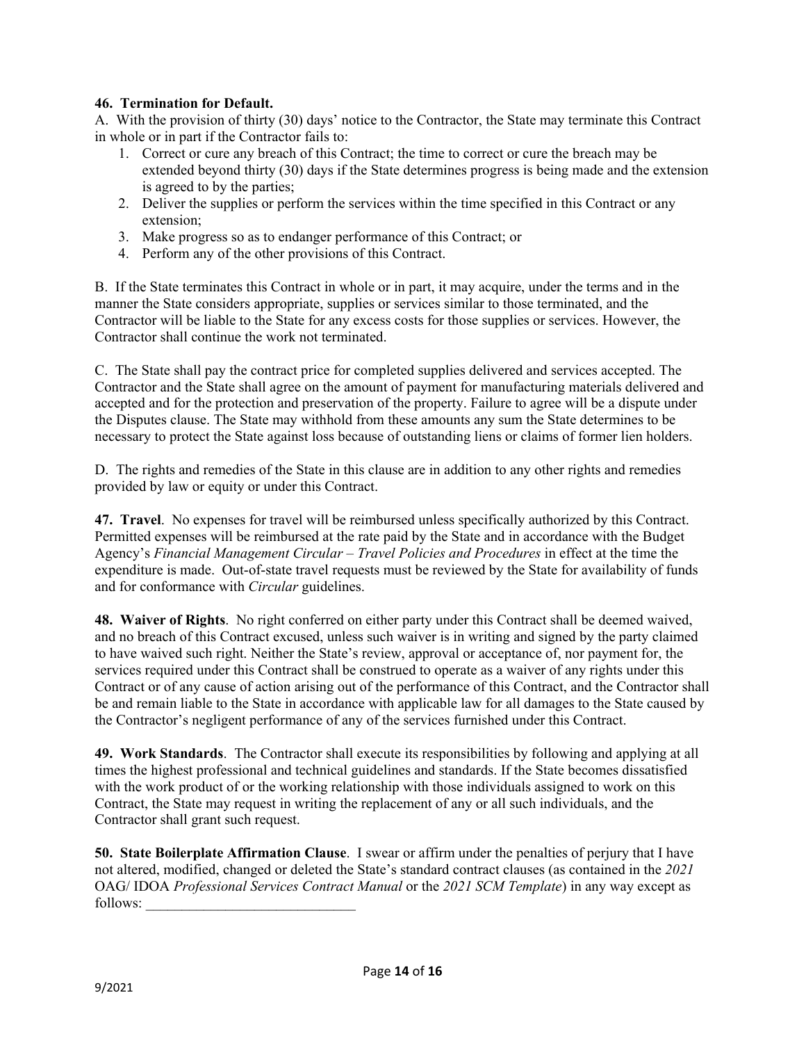**46. Termination for Default.**

A. With the provision of thirty (30) days' notice to the Contractor, the State may terminate this Contract in whole or in part if the Contractor fails to:

1. Correct or cure any breach of this Contract; the time to correct or cure the breach may be extended beyond thirty (30) days if the State determines progress is being made and the extension is agreed to by the parties;
2. Deliver the supplies or perform the services within the time specified in this Contract or any extension;
3. Make progress so as to endanger performance of this Contract; or
4. Perform any of the other provisions of this Contract.

B. If the State terminates this Contract in whole or in part, it may acquire, under the terms and in the manner the State considers appropriate, supplies or services similar to those terminated, and the Contractor will be liable to the State for any excess costs for those supplies or services. However, the Contractor shall continue the work not terminated.

C. The State shall pay the contract price for completed supplies delivered and services accepted. The Contractor and the State shall agree on the amount of payment for manufacturing materials delivered and accepted and for the protection and preservation of the property. Failure to agree will be a dispute under the Disputes clause. The State may withhold from these amounts any sum the State determines to be necessary to protect the State against loss because of outstanding liens or claims of former lien holders.

D. The rights and remedies of the State in this clause are in addition to any other rights and remedies provided by law or equity or under this Contract.

**47. Travel**. No expenses for travel will be reimbursed unless specifically authorized by this Contract. Permitted expenses will be reimbursed at the rate paid by the State and in accordance with the Budget Agency's *Financial Management Circular – Travel Policies and Procedures* in effect at the time the expenditure is made. Out-of-state travel requests must be reviewed by the State for availability of funds and for conformance with *Circular* guidelines.

**48. Waiver of Rights**. No right conferred on either party under this Contract shall be deemed waived, and no breach of this Contract excused, unless such waiver is in writing and signed by the party claimed to have waived such right. Neither the State's review, approval or acceptance of, nor payment for, the services required under this Contract shall be construed to operate as a waiver of any rights under this Contract or of any cause of action arising out of the performance of this Contract, and the Contractor shall be and remain liable to the State in accordance with applicable law for all damages to the State caused by the Contractor's negligent performance of any of the services furnished under this Contract.

**49. Work Standards**. The Contractor shall execute its responsibilities by following and applying at all times the highest professional and technical guidelines and standards. If the State becomes dissatisfied with the work product of or the working relationship with those individuals assigned to work on this Contract, the State may request in writing the replacement of any or all such individuals, and the Contractor shall grant such request.

**50. State Boilerplate Affirmation Clause**. I swear or affirm under the penalties of perjury that I have not altered, modified, changed or deleted the State's standard contract clauses (as contained in the *2021* OAG/ IDOA *Professional Services Contract Manual* or the *2021 SCM Template*) in any way except as follows: ______________________________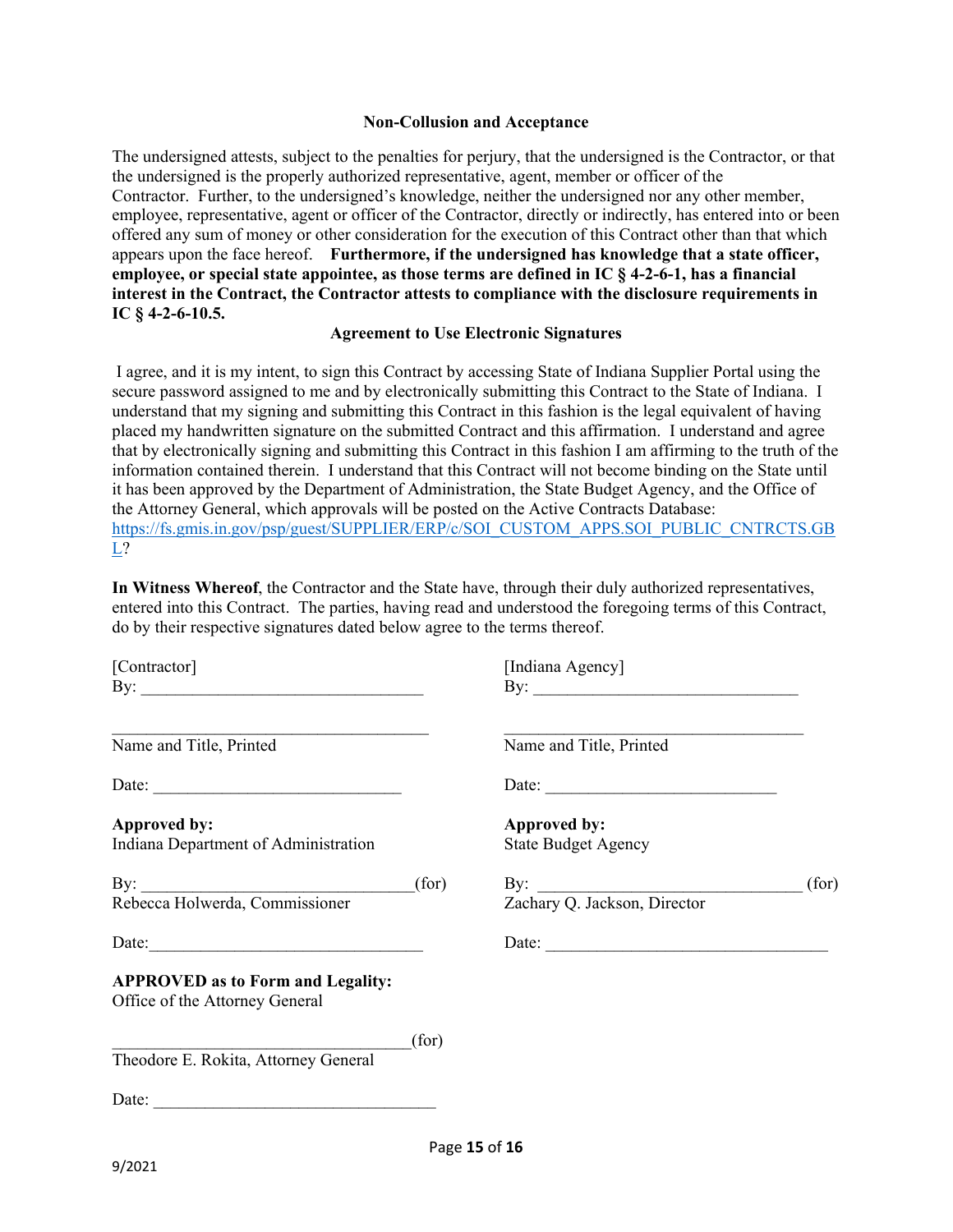## Non-Collusion and Acceptance

The undersigned attests, subject to the penalties for perjury, that the undersigned is the Contractor, or that the undersigned is the properly authorized representative, agent, member or officer of the Contractor. Further, to the undersigned's knowledge, neither the undersigned nor any other member, employee, representative, agent or officer of the Contractor, directly or indirectly, has entered into or been offered any sum of money or other consideration for the execution of this Contract other than that which appears upon the face hereof. **Furthermore, if the undersigned has knowledge that a state officer, employee, or special state appointee, as those terms are defined in IC § 4-2-6-1, has a financial interest in the Contract, the Contractor attests to compliance with the disclosure requirements in IC § 4-2-6-10.5.**

## Agreement to Use Electronic Signatures

I agree, and it is my intent, to sign this Contract by accessing State of Indiana Supplier Portal using the secure password assigned to me and by electronically submitting this Contract to the State of Indiana. I understand that my signing and submitting this Contract in this fashion is the legal equivalent of having placed my handwritten signature on the submitted Contract and this affirmation. I understand and agree that by electronically signing and submitting this Contract in this fashion I am affirming to the truth of the information contained therein. I understand that this Contract will not become binding on the State until it has been approved by the Department of Administration, the State Budget Agency, and the Office of the Attorney General, which approvals will be posted on the Active Contracts Database: https://fs.gmis.in.gov/psp/guest/SUPPLIER/ERP/c/SOI_CUSTOM_APPS.SOI_PUBLIC_CNTRCTS.GBL?

**In Witness Whereof**, the Contractor and the State have, through their duly authorized representatives, entered into this Contract. The parties, having read and understood the foregoing terms of this Contract, do by their respective signatures dated below agree to the terms thereof.

[Contractor]
By: _______________________________

_______________________________
Name and Title, Printed

Date: _______________________________

[Indiana Agency]
By: _______________________________

_______________________________
Name and Title, Printed

Date: _______________________________

**Approved by:**
Indiana Department of Administration

By: _______________________________(for)
Rebecca Holwerda, Commissioner

Date: _______________________________

**Approved by:**
State Budget Agency

By: _______________________________ (for)
Zachary Q. Jackson, Director

Date: _______________________________

**APPROVED as to Form and Legality:**
Office of the Attorney General

_______________________________(for)
Theodore E. Rokita, Attorney General

Date: _______________________________

9/2021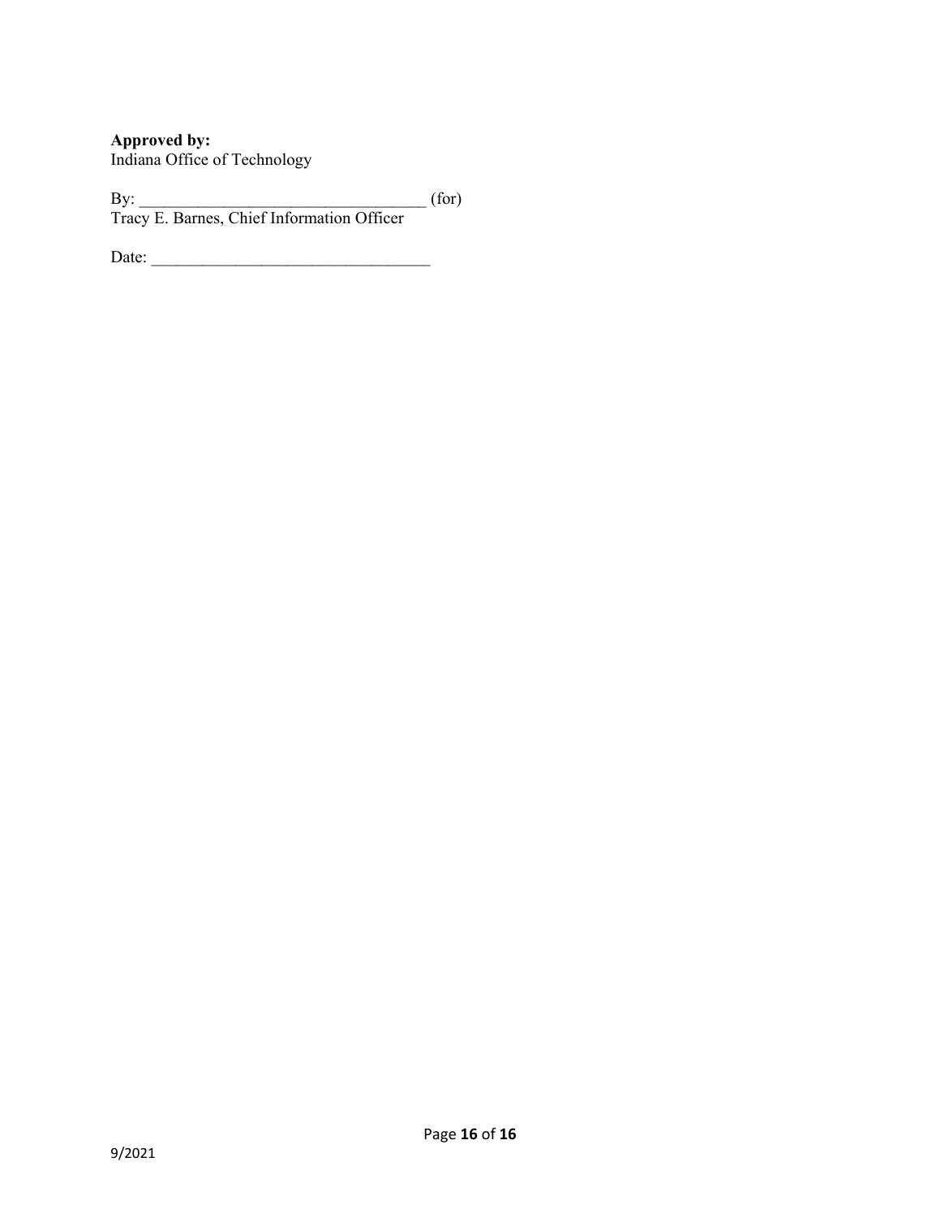**Approved by:**
Indiana Office of Technology

By: __________________________________ (for)
Tracy E. Barnes, Chief Information Officer

Date: _________________________________

9/2021